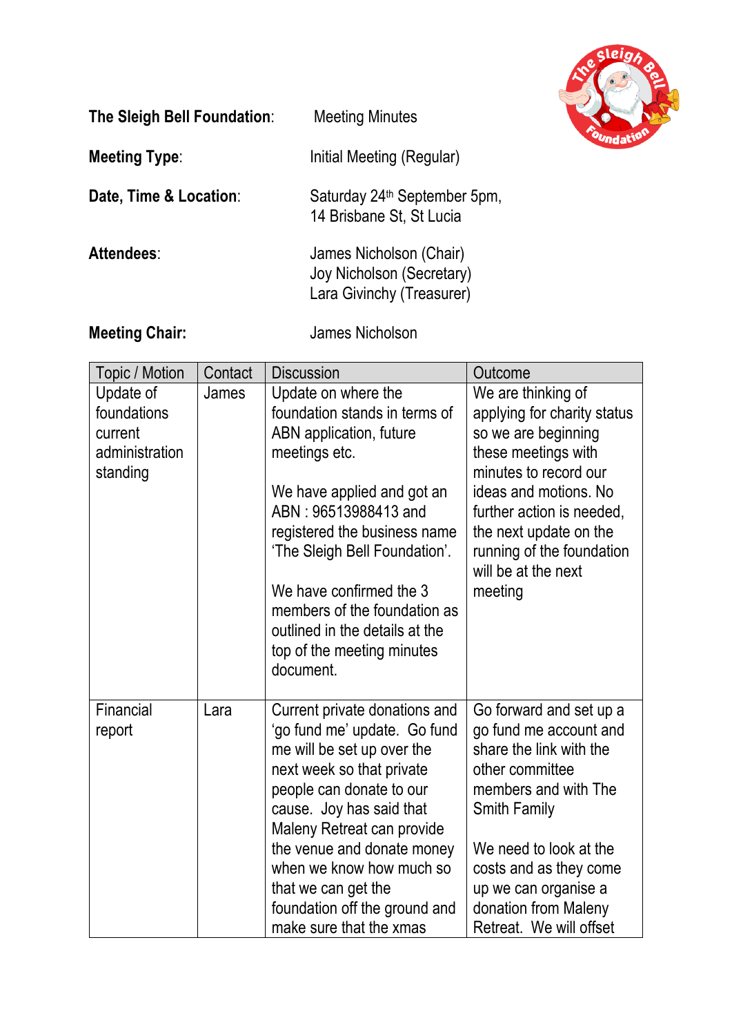**The Sleigh Bell Foundation**: Meeting Minutes

**Meeting Type**: Initial Meeting (Regular)

**Date, Time & Location**: Saturday 24th September 5pm, 14 Brisbane St, St Lucia

**Attendees**:
James Nicholson (Chair)
Joy Nicholson (Secretary)
Lara Givinchy (Treasurer)

**Meeting Chair:** James Nicholson

| Topic / Motion | Contact | Discussion | Outcome |
|---|---|---|---|
| Update of foundations current administration standing | James | Update on where the foundation stands in terms of ABN application, future meetings etc.<br><br>We have applied and got an ABN : 96513988413 and registered the business name 'The Sleigh Bell Foundation'.<br><br>We have confirmed the 3 members of the foundation as outlined in the details at the top of the meeting minutes document. | We are thinking of applying for charity status so we are beginning these meetings with minutes to record our ideas and motions. No further action is needed, the next update on the running of the foundation will be at the next meeting |
| Financial report | Lara | Current private donations and 'go fund me' update. Go fund me will be set up over the next week so that private people can donate to our cause. Joy has said that Maleny Retreat can provide the venue and donate money when we know how much so that we can get the foundation off the ground and make sure that the xmas | Go forward and set up a go fund me account and share the link with the other committee members and with The Smith Family<br><br>We need to look at the costs and as they come up we can organise a donation from Maleny Retreat. We will offset |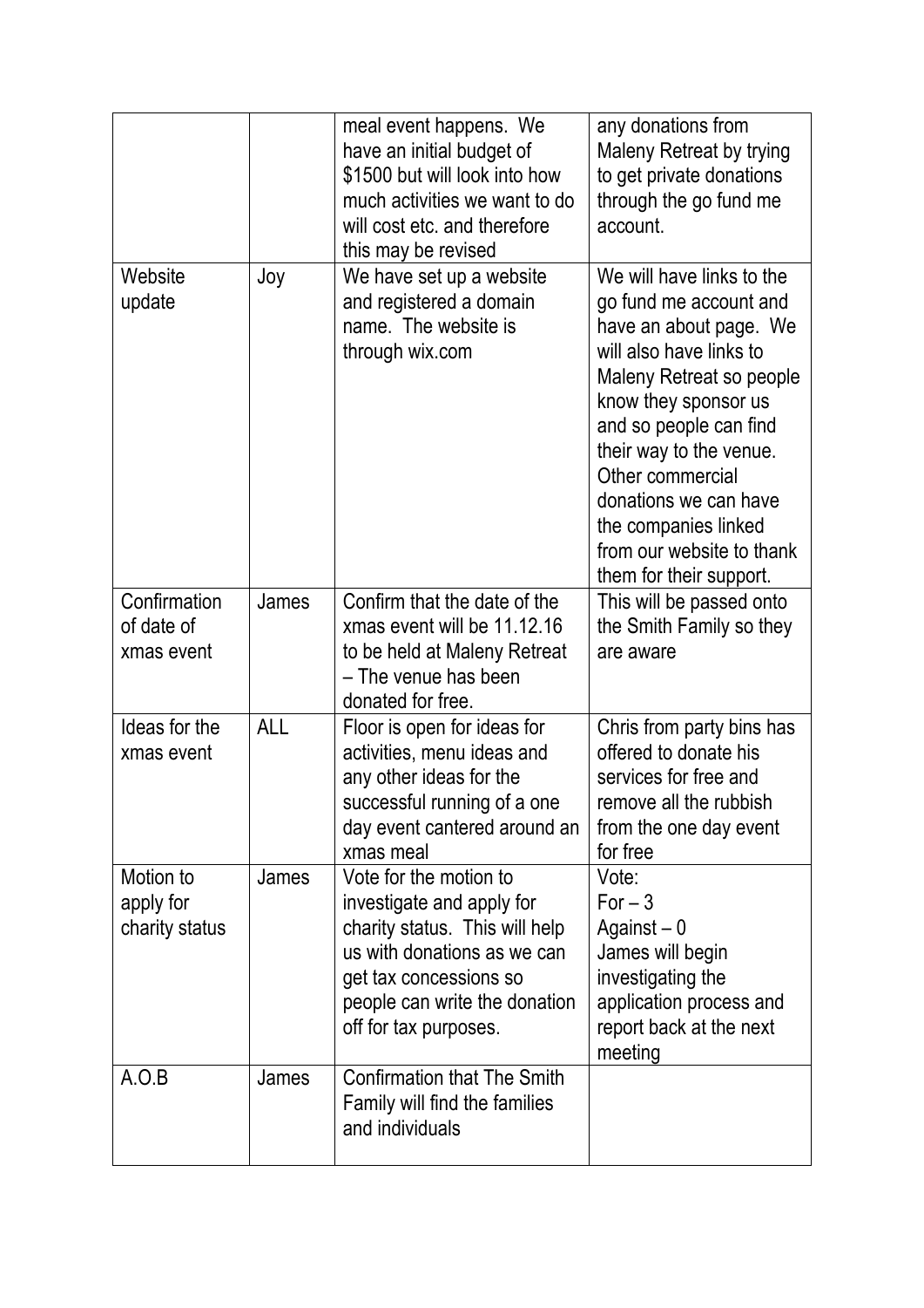| | | | |
|---|---|---|---|
| | | meal event happens. We have an initial budget of $1500 but will look into how much activities we want to do will cost etc. and therefore this may be revised | any donations from Maleny Retreat by trying to get private donations through the go fund me account. |
| Website update | Joy | We have set up a website and registered a domain name. The website is through wix.com | We will have links to the go fund me account and have an about page. We will also have links to Maleny Retreat so people know they sponsor us and so people can find their way to the venue. Other commercial donations we can have the companies linked from our website to thank them for their support. |
| Confirmation of date of xmas event | James | Confirm that the date of the xmas event will be 11.12.16 to be held at Maleny Retreat – The venue has been donated for free. | This will be passed onto the Smith Family so they are aware |
| Ideas for the xmas event | ALL | Floor is open for ideas for activities, menu ideas and any other ideas for the successful running of a one day event cantered around an xmas meal | Chris from party bins has offered to donate his services for free and remove all the rubbish from the one day event for free |
| Motion to apply for charity status | James | Vote for the motion to investigate and apply for charity status. This will help us with donations as we can get tax concessions so people can write the donation off for tax purposes. | Vote:<br>For – 3<br>Against – 0<br>James will begin investigating the application process and report back at the next meeting |
| A.O.B | James | Confirmation that The Smith Family will find the families and individuals | |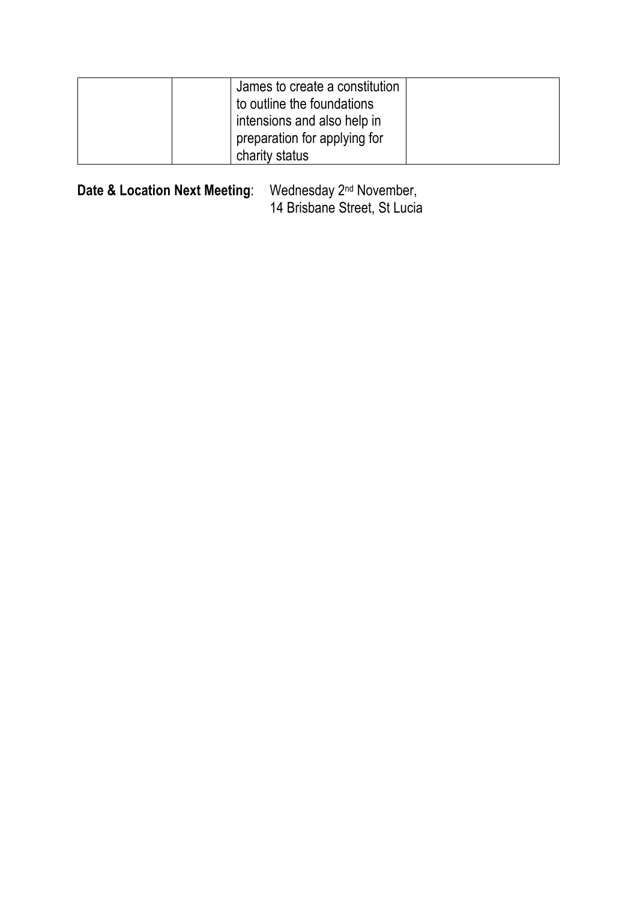| | | | |
|---|---|---|---|
| | | James to create a constitution to outline the foundations intensions and also help in preparation for applying for charity status | |

**Date & Location Next Meeting**: Wednesday 2nd November, 14 Brisbane Street, St Lucia